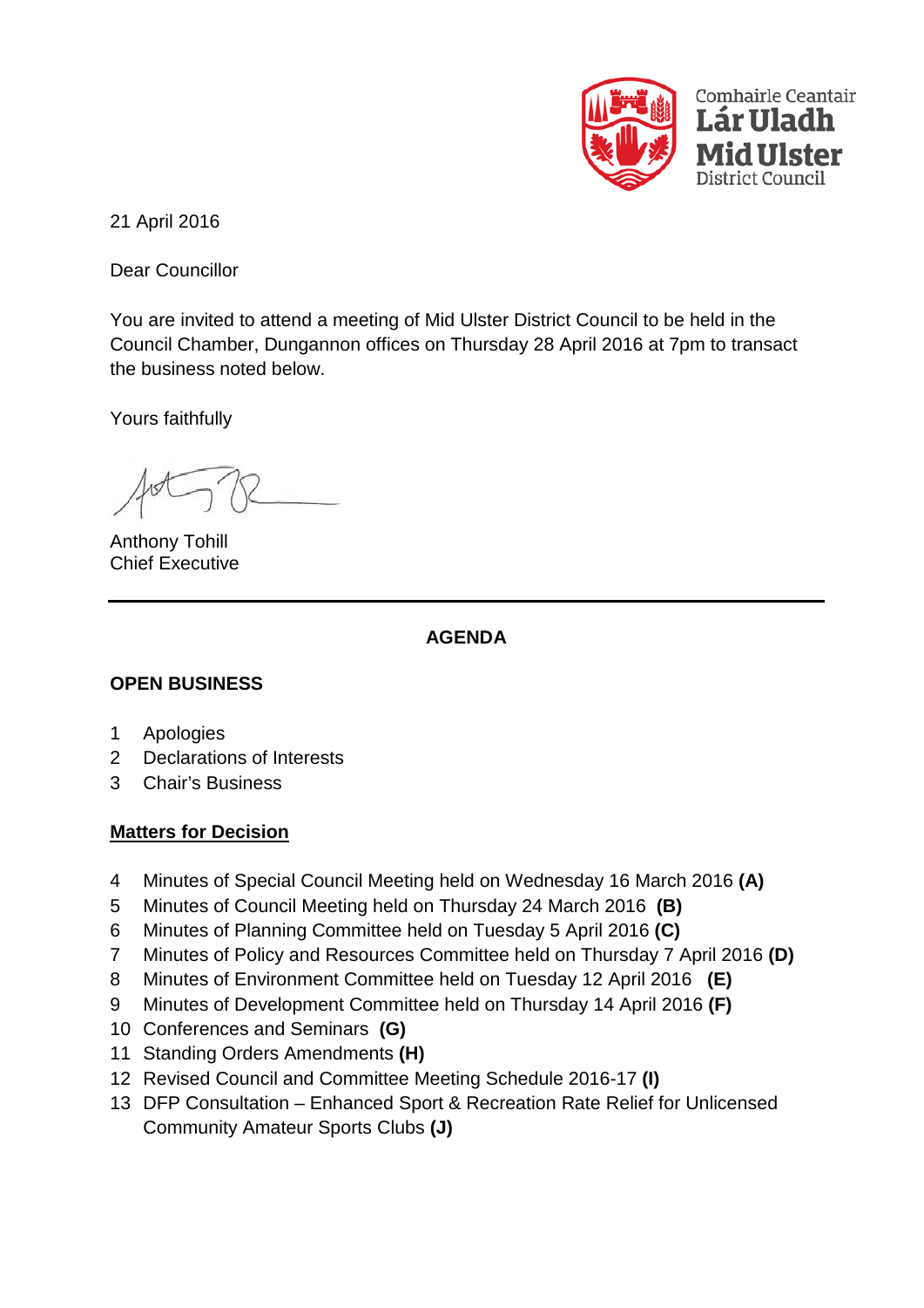Comhairle Ceantair
**Lár Uladh**
**Mid Ulster**
District Council

21 April 2016

Dear Councillor

You are invited to attend a meeting of Mid Ulster District Council to be held in the Council Chamber, Dungannon offices on Thursday 28 April 2016 at 7pm to transact the business noted below.

Yours faithfully

Anthony Tohill
Chief Executive

---

## AGENDA

### OPEN BUSINESS

1 Apologies
2 Declarations of Interests
3 Chair's Business

**Matters for Decision**

4 Minutes of Special Council Meeting held on Wednesday 16 March 2016 **(A)**
5 Minutes of Council Meeting held on Thursday 24 March 2016 **(B)**
6 Minutes of Planning Committee held on Tuesday 5 April 2016 **(C)**
7 Minutes of Policy and Resources Committee held on Thursday 7 April 2016 **(D)**
8 Minutes of Environment Committee held on Tuesday 12 April 2016 **(E)**
9 Minutes of Development Committee held on Thursday 14 April 2016 **(F)**
10 Conferences and Seminars **(G)**
11 Standing Orders Amendments **(H)**
12 Revised Council and Committee Meeting Schedule 2016-17 **(I)**
13 DFP Consultation – Enhanced Sport & Recreation Rate Relief for Unlicensed Community Amateur Sports Clubs **(J)**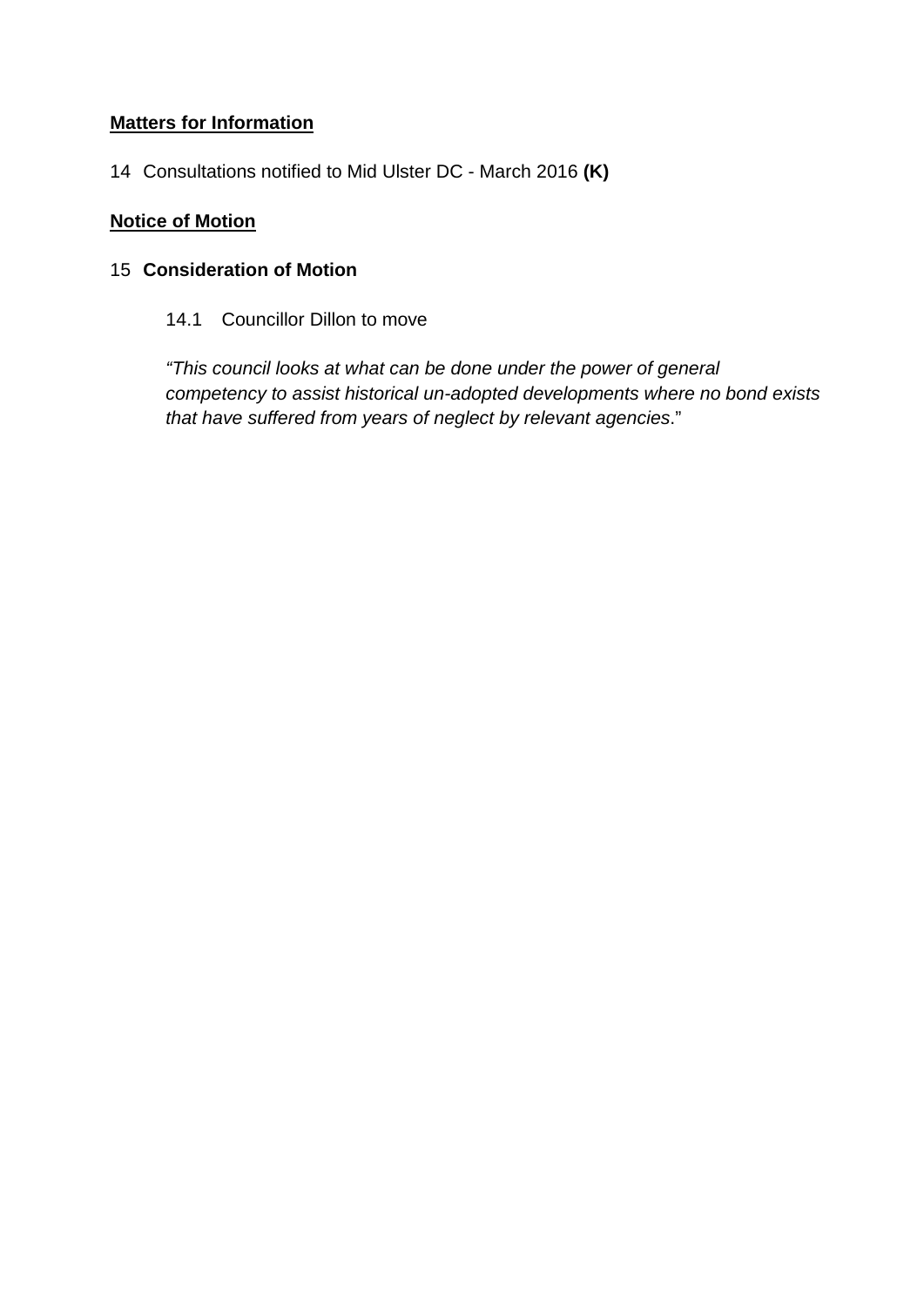**Matters for Information**

14 Consultations notified to Mid Ulster DC - March 2016 **(K)**

**Notice of Motion**

15 **Consideration of Motion**

14.1 Councillor Dillon to move

*"This council looks at what can be done under the power of general competency to assist historical un-adopted developments where no bond exists that have suffered from years of neglect by relevant agencies*."